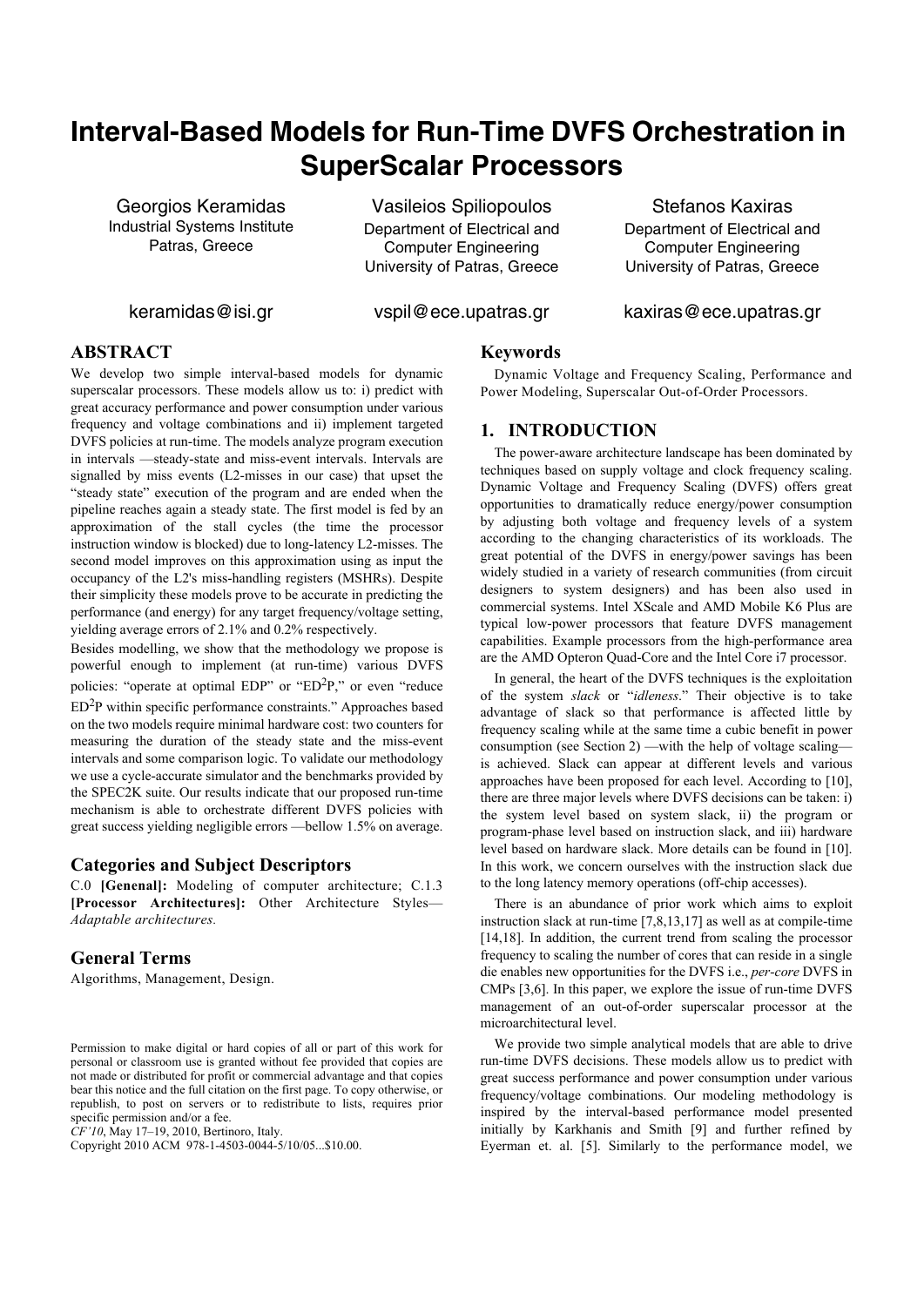# Interval-Based Models for Run-Time DVFS Orchestration in SuperScalar Processors

Georgios Keramidas
Industrial Systems Institute
Patras, Greece
keramidas@isi.gr

Vasileios Spiliopoulos
Department of Electrical and Computer Engineering
University of Patras, Greece
vspil@ece.upatras.gr

Stefanos Kaxiras
Department of Electrical and Computer Engineering
University of Patras, Greece
kaxiras@ece.upatras.gr

## ABSTRACT

We develop two simple interval-based models for dynamic superscalar processors. These models allow us to: i) predict with great accuracy performance and power consumption under various frequency and voltage combinations and ii) implement targeted DVFS policies at run-time. The models analyze program execution in intervals —steady-state and miss-event intervals. Intervals are signalled by miss events (L2-misses in our case) that upset the "steady state" execution of the program and are ended when the pipeline reaches again a steady state. The first model is fed by an approximation of the stall cycles (the time the processor instruction window is blocked) due to long-latency L2-misses. The second model improves on this approximation using as input the occupancy of the L2's miss-handling registers (MSHRs). Despite their simplicity these models prove to be accurate in predicting the performance (and energy) for any target frequency/voltage setting, yielding average errors of 2.1% and 0.2% respectively.

Besides modelling, we show that the methodology we propose is powerful enough to implement (at run-time) various DVFS policies: "operate at optimal EDP" or "ED$^2$P," or even "reduce ED$^2$P within specific performance constraints." Approaches based on the two models require minimal hardware cost: two counters for measuring the duration of the steady state and the miss-event intervals and some comparison logic. To validate our methodology we use a cycle-accurate simulator and the benchmarks provided by the SPEC2K suite. Our results indicate that our proposed run-time mechanism is able to orchestrate different DVFS policies with great success yielding negligible errors —bellow 1.5% on average.

### Categories and Subject Descriptors

C.0 **[Genenal]:** Modeling of computer architecture; C.1.3 **[Processor Architectures]:** Other Architecture Styles—*Adaptable architectures.*

### General Terms

Algorithms, Management, Design.

Permission to make digital or hard copies of all or part of this work for personal or classroom use is granted without fee provided that copies are not made or distributed for profit or commercial advantage and that copies bear this notice and the full citation on the first page. To copy otherwise, or republish, to post on servers or to redistribute to lists, requires prior specific permission and/or a fee.
*CF'10*, May 17–19, 2010, Bertinoro, Italy.
Copyright 2010 ACM 978-1-4503-0044-5/10/05...$10.00.

### Keywords

Dynamic Voltage and Frequency Scaling, Performance and Power Modeling, Superscalar Out-of-Order Processors.

## 1. INTRODUCTION

The power-aware architecture landscape has been dominated by techniques based on supply voltage and clock frequency scaling. Dynamic Voltage and Frequency Scaling (DVFS) offers great opportunities to dramatically reduce energy/power consumption by adjusting both voltage and frequency levels of a system according to the changing characteristics of its workloads. The great potential of the DVFS in energy/power savings has been widely studied in a variety of research communities (from circuit designers to system designers) and has been also used in commercial systems. Intel XScale and AMD Mobile K6 Plus are typical low-power processors that feature DVFS management capabilities. Example processors from the high-performance area are the AMD Opteron Quad-Core and the Intel Core i7 processor.

In general, the heart of the DVFS techniques is the exploitation of the system *slack* or "*idleness*." Their objective is to take advantage of slack so that performance is affected little by frequency scaling while at the same time a cubic benefit in power consumption (see Section 2) —with the help of voltage scaling— is achieved. Slack can appear at different levels and various approaches have been proposed for each level. According to [10], there are three major levels where DVFS decisions can be taken: i) the system level based on system slack, ii) the program or program-phase level based on instruction slack, and iii) hardware level based on hardware slack. More details can be found in [10]. In this work, we concern ourselves with the instruction slack due to the long latency memory operations (off-chip accesses).

There is an abundance of prior work which aims to exploit instruction slack at run-time [7,8,13,17] as well as at compile-time [14,18]. In addition, the current trend from scaling the processor frequency to scaling the number of cores that can reside in a single die enables new opportunities for the DVFS i.e., *per-core* DVFS in CMPs [3,6]. In this paper, we explore the issue of run-time DVFS management of an out-of-order superscalar processor at the microarchitectural level.

We provide two simple analytical models that are able to drive run-time DVFS decisions. These models allow us to predict with great success performance and power consumption under various frequency/voltage combinations. Our modeling methodology is inspired by the interval-based performance model presented initially by Karkhanis and Smith [9] and further refined by Eyerman et. al. [5]. Similarly to the performance model, we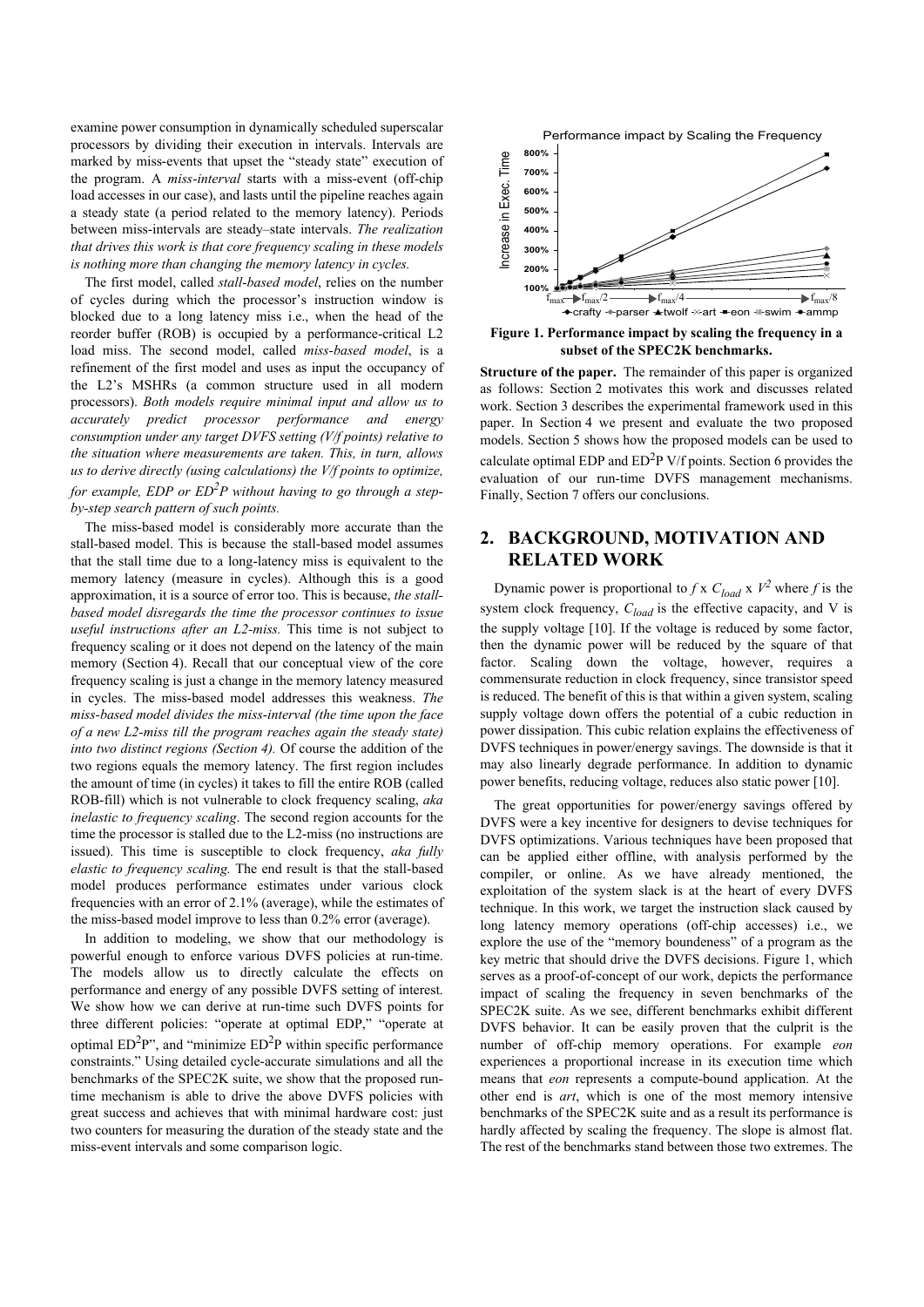examine power consumption in dynamically scheduled superscalar processors by dividing their execution in intervals. Intervals are marked by miss-events that upset the "steady state" execution of the program. A *miss-interval* starts with a miss-event (off-chip load accesses in our case), and lasts until the pipeline reaches again a steady state (a period related to the memory latency). Periods between miss-intervals are steady–state intervals. *The realization that drives this work is that core frequency scaling in these models is nothing more than changing the memory latency in cycles.*

The first model, called *stall-based model*, relies on the number of cycles during which the processor's instruction window is blocked due to a long latency miss i.e., when the head of the reorder buffer (ROB) is occupied by a performance-critical L2 load miss. The second model, called *miss-based model*, is a refinement of the first model and uses as input the occupancy of the L2's MSHRs (a common structure used in all modern processors). *Both models require minimal input and allow us to accurately predict processor performance and energy consumption under any target DVFS setting (V/f points) relative to the situation where measurements are taken. This, in turn, allows us to derive directly (using calculations) the V/f points to optimize, for example, EDP or $ED^2P$ without having to go through a step-by-step search pattern of such points.*

The miss-based model is considerably more accurate than the stall-based model. This is because the stall-based model assumes that the stall time due to a long-latency miss is equivalent to the memory latency (measure in cycles). Although this is a good approximation, it is a source of error too. This is because, *the stall-based model disregards the time the processor continues to issue useful instructions after an L2-miss.* This time is not subject to frequency scaling or it does not depend on the latency of the main memory (Section 4). Recall that our conceptual view of the core frequency scaling is just a change in the memory latency measured in cycles. The miss-based model addresses this weakness. *The miss-based model divides the miss-interval (the time upon the face of a new L2-miss till the program reaches again the steady state) into two distinct regions (Section 4).* Of course the addition of the two regions equals the memory latency. The first region includes the amount of time (in cycles) it takes to fill the entire ROB (called ROB-fill) which is not vulnerable to clock frequency scaling, *aka inelastic to frequency scaling*. The second region accounts for the time the processor is stalled due to the L2-miss (no instructions are issued). This time is susceptible to clock frequency, *aka fully elastic to frequency scaling.* The end result is that the stall-based model produces performance estimates under various clock frequencies with an error of 2.1% (average), while the estimates of the miss-based model improve to less than 0.2% error (average).

In addition to modeling, we show that our methodology is powerful enough to enforce various DVFS policies at run-time. The models allow us to directly calculate the effects on performance and energy of any possible DVFS setting of interest. We show how we can derive at run-time such DVFS points for three different policies: "operate at optimal EDP," "operate at optimal $ED^2P$", and "minimize $ED^2P$ within specific performance constraints." Using detailed cycle-accurate simulations and all the benchmarks of the SPEC2K suite, we show that the proposed run-time mechanism is able to drive the above DVFS policies with great success and achieves that with minimal hardware cost: just two counters for measuring the duration of the steady state and the miss-event intervals and some comparison logic.

**Figure 1. Performance impact by scaling the frequency in a subset of the SPEC2K benchmarks.**

**Structure of the paper.** The remainder of this paper is organized as follows: Section 2 motivates this work and discusses related work. Section 3 describes the experimental framework used in this paper. In Section 4 we present and evaluate the two proposed models. Section 5 shows how the proposed models can be used to calculate optimal EDP and $ED^2P$ V/f points. Section 6 provides the evaluation of our run-time DVFS management mechanisms. Finally, Section 7 offers our conclusions.

## 2. BACKGROUND, MOTIVATION AND RELATED WORK

Dynamic power is proportional to $f \times C_{load} \times V^2$ where $f$ is the system clock frequency, $C_{load}$ is the effective capacity, and V is the supply voltage [10]. If the voltage is reduced by some factor, then the dynamic power will be reduced by the square of that factor. Scaling down the voltage, however, requires a commensurate reduction in clock frequency, since transistor speed is reduced. The benefit of this is that within a given system, scaling supply voltage down offers the potential of a cubic reduction in power dissipation. This cubic relation explains the effectiveness of DVFS techniques in power/energy savings. The downside is that it may also linearly degrade performance. In addition to dynamic power benefits, reducing voltage, reduces also static power [10].

The great opportunities for power/energy savings offered by DVFS were a key incentive for designers to devise techniques for DVFS optimizations. Various techniques have been proposed that can be applied either offline, with analysis performed by the compiler, or online. As we have already mentioned, the exploitation of the system slack is at the heart of every DVFS technique. In this work, we target the instruction slack caused by long latency memory operations (off-chip accesses) i.e., we explore the use of the "memory boundeness" of a program as the key metric that should drive the DVFS decisions. Figure 1, which serves as a proof-of-concept of our work, depicts the performance impact of scaling the frequency in seven benchmarks of the SPEC2K suite. As we see, different benchmarks exhibit different DVFS behavior. It can be easily proven that the culprit is the number of off-chip memory operations. For example *eon* experiences a proportional increase in its execution time which means that *eon* represents a compute-bound application. At the other end is *art*, which is one of the most memory intensive benchmarks of the SPEC2K suite and as a result its performance is hardly affected by scaling the frequency. The slope is almost flat. The rest of the benchmarks stand between those two extremes. The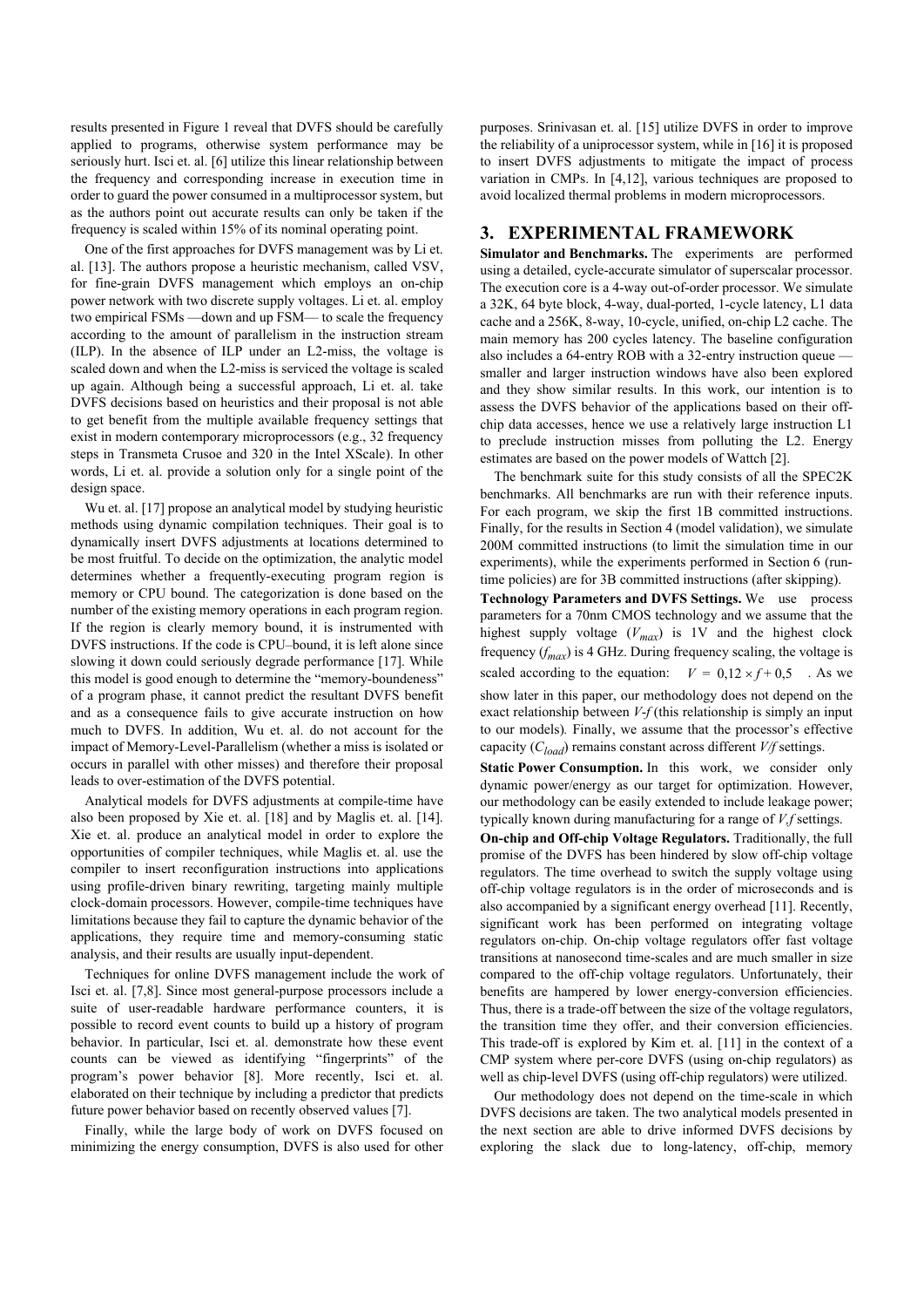results presented in Figure 1 reveal that DVFS should be carefully applied to programs, otherwise system performance may be seriously hurt. Isci et. al. [6] utilize this linear relationship between the frequency and corresponding increase in execution time in order to guard the power consumed in a multiprocessor system, but as the authors point out accurate results can only be taken if the frequency is scaled within 15% of its nominal operating point.

One of the first approaches for DVFS management was by Li et. al. [13]. The authors propose a heuristic mechanism, called VSV, for fine-grain DVFS management which employs an on-chip power network with two discrete supply voltages. Li et. al. employ two empirical FSMs —down and up FSM— to scale the frequency according to the amount of parallelism in the instruction stream (ILP). In the absence of ILP under an L2-miss, the voltage is scaled down and when the L2-miss is serviced the voltage is scaled up again. Although being a successful approach, Li et. al. take DVFS decisions based on heuristics and their proposal is not able to get benefit from the multiple available frequency settings that exist in modern contemporary microprocessors (e.g., 32 frequency steps in Transmeta Crusoe and 320 in the Intel XScale). In other words, Li et. al. provide a solution only for a single point of the design space.

Wu et. al. [17] propose an analytical model by studying heuristic methods using dynamic compilation techniques. Their goal is to dynamically insert DVFS adjustments at locations determined to be most fruitful. To decide on the optimization, the analytic model determines whether a frequently-executing program region is memory or CPU bound. The categorization is done based on the number of the existing memory operations in each program region. If the region is clearly memory bound, it is instrumented with DVFS instructions. If the code is CPU–bound, it is left alone since slowing it down could seriously degrade performance [17]. While this model is good enough to determine the "memory-boundeness" of a program phase, it cannot predict the resultant DVFS benefit and as a consequence fails to give accurate instruction on how much to DVFS. In addition, Wu et. al. do not account for the impact of Memory-Level-Parallelism (whether a miss is isolated or occurs in parallel with other misses) and therefore their proposal leads to over-estimation of the DVFS potential.

Analytical models for DVFS adjustments at compile-time have also been proposed by Xie et. al. [18] and by Maglis et. al. [14]. Xie et. al. produce an analytical model in order to explore the opportunities of compiler techniques, while Maglis et. al. use the compiler to insert reconfiguration instructions into applications using profile-driven binary rewriting, targeting mainly multiple clock-domain processors. However, compile-time techniques have limitations because they fail to capture the dynamic behavior of the applications, they require time and memory-consuming static analysis, and their results are usually input-dependent.

Techniques for online DVFS management include the work of Isci et. al. [7,8]. Since most general-purpose processors include a suite of user-readable hardware performance counters, it is possible to record event counts to build up a history of program behavior. In particular, Isci et. al. demonstrate how these event counts can be viewed as identifying "fingerprints" of the program's power behavior [8]. More recently, Isci et. al. elaborated on their technique by including a predictor that predicts future power behavior based on recently observed values [7].

Finally, while the large body of work on DVFS focused on minimizing the energy consumption, DVFS is also used for other purposes. Srinivasan et. al. [15] utilize DVFS in order to improve the reliability of a uniprocessor system, while in [16] it is proposed to insert DVFS adjustments to mitigate the impact of process variation in CMPs. In [4,12], various techniques are proposed to avoid localized thermal problems in modern microprocessors.

## 3. EXPERIMENTAL FRAMEWORK

**Simulator and Benchmarks.** The experiments are performed using a detailed, cycle-accurate simulator of superscalar processor. The execution core is a 4-way out-of-order processor. We simulate a 32K, 64 byte block, 4-way, dual-ported, 1-cycle latency, L1 data cache and a 256K, 8-way, 10-cycle, unified, on-chip L2 cache. The main memory has 200 cycles latency. The baseline configuration also includes a 64-entry ROB with a 32-entry instruction queue — smaller and larger instruction windows have also been explored and they show similar results. In this work, our intention is to assess the DVFS behavior of the applications based on their off-chip data accesses, hence we use a relatively large instruction L1 to preclude instruction misses from polluting the L2. Energy estimates are based on the power models of Wattch [2].

The benchmark suite for this study consists of all the SPEC2K benchmarks. All benchmarks are run with their reference inputs. For each program, we skip the first 1B committed instructions. Finally, for the results in Section 4 (model validation), we simulate 200M committed instructions (to limit the simulation time in our experiments), while the experiments performed in Section 6 (run-time policies) are for 3B committed instructions (after skipping).

**Technology Parameters and DVFS Settings.** We use process parameters for a 70nm CMOS technology and we assume that the highest supply voltage ($V_{max}$) is 1V and the highest clock frequency ($f_{max}$) is 4 GHz. During frequency scaling, the voltage is scaled according to the equation: $V = 0{,}12 \times f + 0{,}5$ . As we show later in this paper, our methodology does not depend on the exact relationship between *V-f* (this relationship is simply an input to our models). Finally, we assume that the processor's effective capacity ($C_{load}$) remains constant across different *V/f* settings.

**Static Power Consumption.** In this work, we consider only dynamic power/energy as our target for optimization. However, our methodology can be easily extended to include leakage power; typically known during manufacturing for a range of *V,f* settings.

**On-chip and Off-chip Voltage Regulators.** Traditionally, the full promise of the DVFS has been hindered by slow off-chip voltage regulators. The time overhead to switch the supply voltage using off-chip voltage regulators is in the order of microseconds and is also accompanied by a significant energy overhead [11]. Recently, significant work has been performed on integrating voltage regulators on-chip. On-chip voltage regulators offer fast voltage transitions at nanosecond time-scales and are much smaller in size compared to the off-chip voltage regulators. Unfortunately, their benefits are hampered by lower energy-conversion efficiencies. Thus, there is a trade-off between the size of the voltage regulators, the transition time they offer, and their conversion efficiencies. This trade-off is explored by Kim et. al. [11] in the context of a CMP system where per-core DVFS (using on-chip regulators) as well as chip-level DVFS (using off-chip regulators) were utilized.

Our methodology does not depend on the time-scale in which DVFS decisions are taken. The two analytical models presented in the next section are able to drive informed DVFS decisions by exploring the slack due to long-latency, off-chip, memory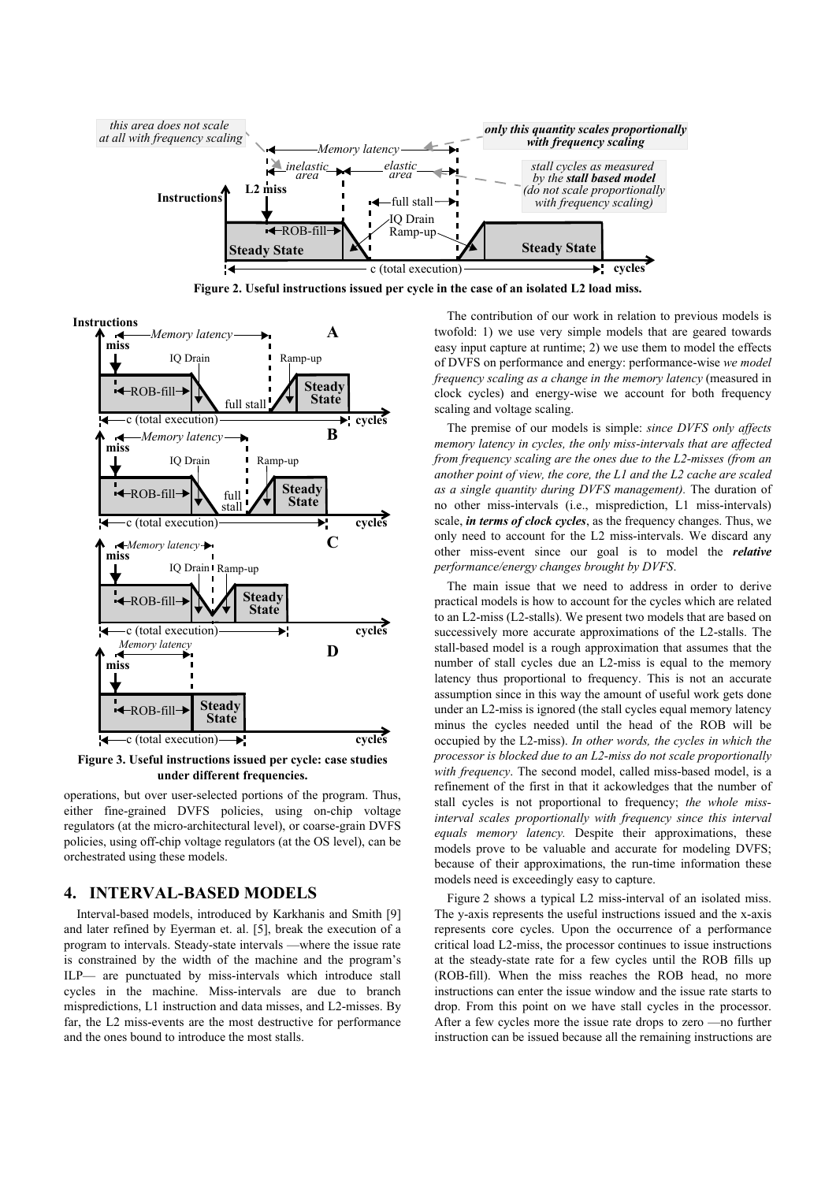Figure 2. Useful instructions issued per cycle in the case of an isolated L2 load miss.

Figure 3. Useful instructions issued per cycle: case studies under different frequencies.

operations, but over user-selected portions of the program. Thus, either fine-grained DVFS policies, using on-chip voltage regulators (at the micro-architectural level), or coarse-grain DVFS policies, using off-chip voltage regulators (at the OS level), can be orchestrated using these models.

## 4. INTERVAL-BASED MODELS

Interval-based models, introduced by Karkhanis and Smith [9] and later refined by Eyerman et. al. [5], break the execution of a program to intervals. Steady-state intervals —where the issue rate is constrained by the width of the machine and the program's ILP— are punctuated by miss-intervals which introduce stall cycles in the machine. Miss-intervals are due to branch mispredictions, L1 instruction and data misses, and L2-misses. By far, the L2 miss-events are the most destructive for performance and the ones bound to introduce the most stalls.

The contribution of our work in relation to previous models is twofold: 1) we use very simple models that are geared towards easy input capture at runtime; 2) we use them to model the effects of DVFS on performance and energy: performance-wise *we model frequency scaling as a change in the memory latency* (measured in clock cycles) and energy-wise we account for both frequency scaling and voltage scaling.

The premise of our models is simple: *since DVFS only affects memory latency in cycles, the only miss-intervals that are affected from frequency scaling are the ones due to the L2-misses (from an another point of view, the core, the L1 and the L2 cache are scaled as a single quantity during DVFS management).* The duration of no other miss-intervals (i.e., misprediction, L1 miss-intervals) scale, ***in terms of clock cycles***, as the frequency changes. Thus, we only need to account for the L2 miss-intervals. We discard any other miss-event since our goal is to model the ***relative*** *performance/energy changes brought by DVFS*.

The main issue that we need to address in order to derive practical models is how to account for the cycles which are related to an L2-miss (L2-stalls). We present two models that are based on successively more accurate approximations of the L2-stalls. The stall-based model is a rough approximation that assumes that the number of stall cycles due an L2-miss is equal to the memory latency thus proportional to frequency. This is not an accurate assumption since in this way the amount of useful work gets done under an L2-miss is ignored (the stall cycles equal memory latency minus the cycles needed until the head of the ROB will be occupied by the L2-miss). *In other words, the cycles in which the processor is blocked due to an L2-miss do not scale proportionally with frequency*. The second model, called miss-based model, is a refinement of the first in that it ackowledges that the number of stall cycles is not proportional to frequency; *the whole miss-interval scales proportionally with frequency since this interval equals memory latency.* Despite their approximations, these models prove to be valuable and accurate for modeling DVFS; because of their approximations, the run-time information these models need is exceedingly easy to capture.

Figure 2 shows a typical L2 miss-interval of an isolated miss. The y-axis represents the useful instructions issued and the x-axis represents core cycles. Upon the occurrence of a performance critical load L2-miss, the processor continues to issue instructions at the steady-state rate for a few cycles until the ROB fills up (ROB-fill). When the miss reaches the ROB head, no more instructions can enter the issue window and the issue rate starts to drop. From this point on we have stall cycles in the processor. After a few cycles more the issue rate drops to zero —no further instruction can be issued because all the remaining instructions are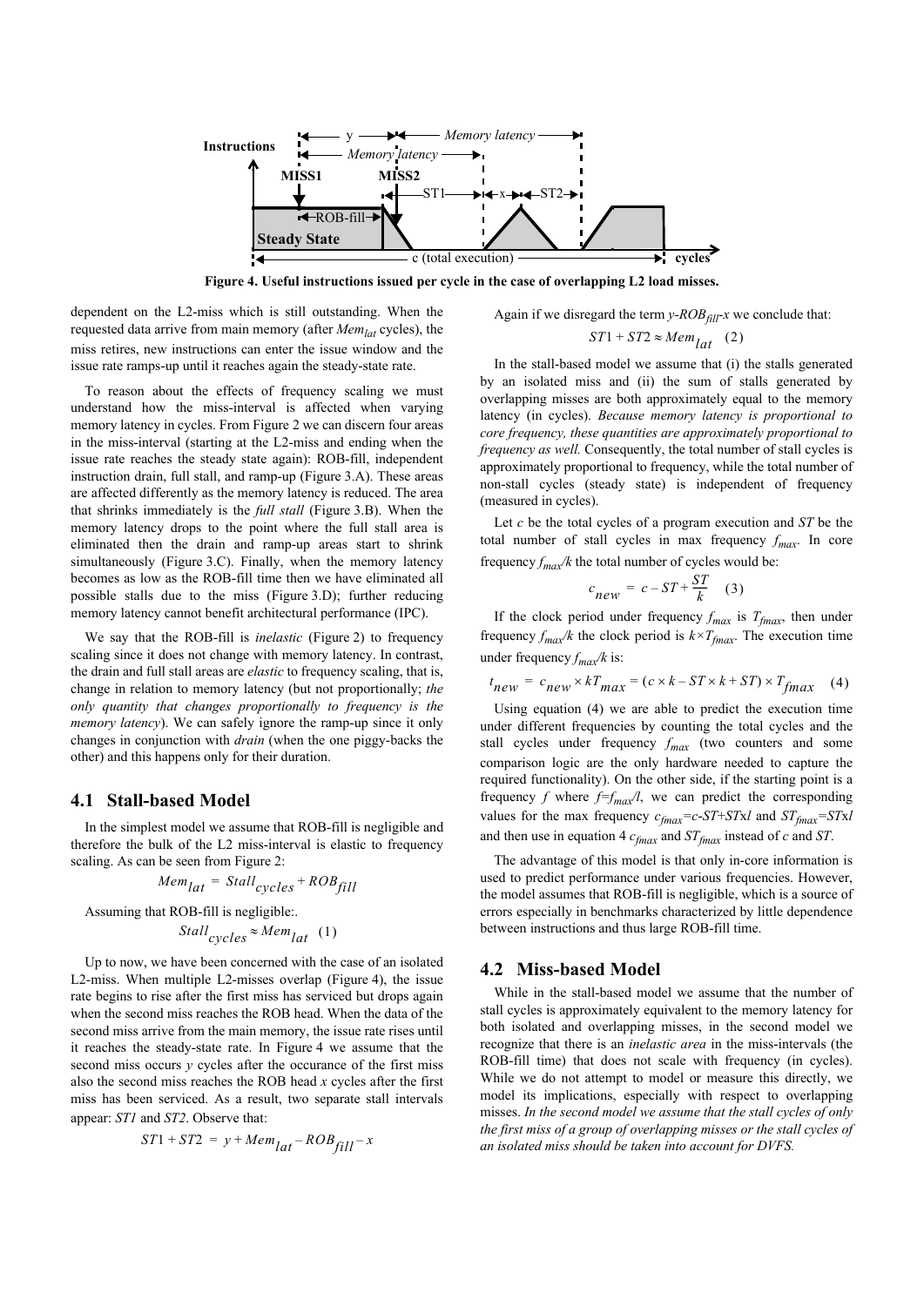Figure 4. Useful instructions issued per cycle in the case of overlapping L2 load misses.

dependent on the L2-miss which is still outstanding. When the requested data arrive from main memory (after $Mem_{lat}$ cycles), the miss retires, new instructions can enter the issue window and the issue rate ramps-up until it reaches again the steady-state rate.

To reason about the effects of frequency scaling we must understand how the miss-interval is affected when varying memory latency in cycles. From Figure 2 we can discern four areas in the miss-interval (starting at the L2-miss and ending when the issue rate reaches the steady state again): ROB-fill, independent instruction drain, full stall, and ramp-up (Figure 3.A). These areas are affected differently as the memory latency is reduced. The area that shrinks immediately is the *full stall* (Figure 3.B). When the memory latency drops to the point where the full stall area is eliminated then the drain and ramp-up areas start to shrink simultaneously (Figure 3.C). Finally, when the memory latency becomes as low as the ROB-fill time then we have eliminated all possible stalls due to the miss (Figure 3.D); further reducing memory latency cannot benefit architectural performance (IPC).

We say that the ROB-fill is *inelastic* (Figure 2) to frequency scaling since it does not change with memory latency. In contrast, the drain and full stall areas are *elastic* to frequency scaling, that is, change in relation to memory latency (but not proportionally; *the only quantity that changes proportionally to frequency is the memory latency*). We can safely ignore the ramp-up since it only changes in conjunction with *drain* (when the one piggy-backs the other) and this happens only for their duration.

## 4.1 Stall-based Model

In the simplest model we assume that ROB-fill is negligible and therefore the bulk of the L2 miss-interval is elastic to frequency scaling. As can be seen from Figure 2:

$$Mem_{lat} = Stall_{cycles} + ROB_{fill}$$

Assuming that ROB-fill is negligible:.

$$Stall_{cycles} \approx Mem_{lat} \quad (1)$$

Up to now, we have been concerned with the case of an isolated L2-miss. When multiple L2-misses overlap (Figure 4), the issue rate begins to rise after the first miss has serviced but drops again when the second miss reaches the ROB head. When the data of the second miss arrive from the main memory, the issue rate rises until it reaches the steady-state rate. In Figure 4 we assume that the second miss occurs *y* cycles after the occurance of the first miss also the second miss reaches the ROB head *x* cycles after the first miss has been serviced. As a result, two separate stall intervals appear: *ST1* and *ST2*. Observe that:

$$ST1 + ST2 = y + Mem_{lat} - ROB_{fill} - x$$

Again if we disregard the term $y$-$ROB_{fill}$-$x$ we conclude that:

$$ST1 + ST2 \approx Mem_{lat} \quad (2)$$

In the stall-based model we assume that (i) the stalls generated by an isolated miss and (ii) the sum of stalls generated by overlapping misses are both approximately equal to the memory latency (in cycles). *Because memory latency is proportional to core frequency, these quantities are approximately proportional to frequency as well.* Consequently, the total number of stall cycles is approximately proportional to frequency, while the total number of non-stall cycles (steady state) is independent of frequency (measured in cycles).

Let *c* be the total cycles of a program execution and *ST* be the total number of stall cycles in max frequency $f_{max}$. In core frequency $f_{max}/k$ the total number of cycles would be:

$$c_{new} = c - ST + \frac{ST}{k} \quad (3)$$

If the clock period under frequency $f_{max}$ is $T_{fmax}$, then under frequency $f_{max}/k$ the clock period is $k \times T_{fmax}$. The execution time under frequency $f_{max}/k$ is:

$$t_{new} = c_{new} \times kT_{max} = (c \times k - ST \times k + ST) \times T_{fmax} \quad (4)$$

Using equation (4) we are able to predict the execution time under different frequencies by counting the total cycles and the stall cycles under frequency $f_{max}$ (two counters and some comparison logic are the only hardware needed to capture the required functionality). On the other side, if the starting point is a frequency $f$ where $f=f_{max}/l$, we can predict the corresponding values for the max frequency $c_{fmax}=c-ST+ST \times l$ and $ST_{fmax}=ST \times l$ and then use in equation 4 $c_{fmax}$ and $ST_{fmax}$ instead of *c* and *ST*.

The advantage of this model is that only in-core information is used to predict performance under various frequencies. However, the model assumes that ROB-fill is negligible, which is a source of errors especially in benchmarks characterized by little dependence between instructions and thus large ROB-fill time.

## 4.2 Miss-based Model

While in the stall-based model we assume that the number of stall cycles is approximately equivalent to the memory latency for both isolated and overlapping misses, in the second model we recognize that there is an *inelastic area* in the miss-intervals (the ROB-fill time) that does not scale with frequency (in cycles). While we do not attempt to model or measure this directly, we model its implications, especially with respect to overlapping misses. *In the second model we assume that the stall cycles of only the first miss of a group of overlapping misses or the stall cycles of an isolated miss should be taken into account for DVFS.*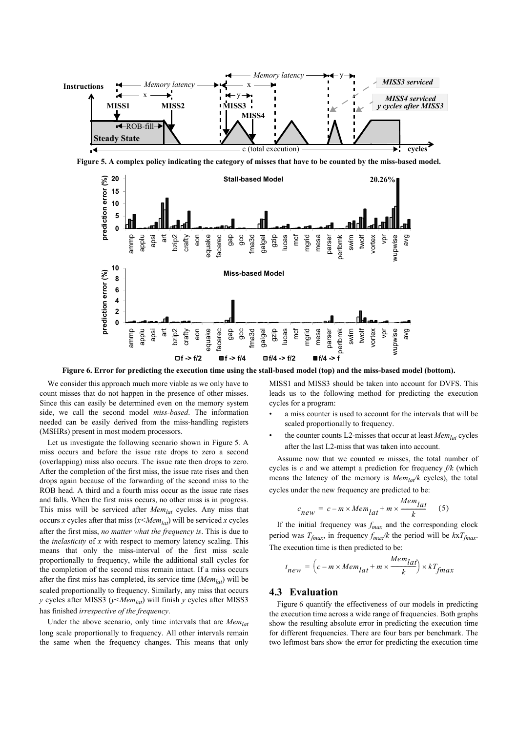Figure 5. A complex policy indicating the category of misses that have to be counted by the miss-based model.

Figure 6. Error for predicting the execution time using the stall-based model (top) and the miss-based model (bottom).

We consider this approach much more viable as we only have to count misses that do not happen in the presence of other misses. Since this can easily be determined even on the memory system side, we call the second model *miss-based*. The information needed can be easily derived from the miss-handling registers (MSHRs) present in most modern processors.

Let us investigate the following scenario shown in Figure 5. A miss occurs and before the issue rate drops to zero a second (overlapping) miss also occurs. The issue rate then drops to zero. After the completion of the first miss, the issue rate rises and then drops again because of the forwarding of the second miss to the ROB head. A third and a fourth miss occur as the issue rate rises and falls. When the first miss occurs, no other miss is in progress. This miss will be serviced after $Mem_{lat}$ cycles. Any miss that occurs $x$ cycles after that miss ($x<Mem_{lat}$) will be serviced $x$ cycles after the first miss, *no matter what the frequency is*. This is due to the *inelasticity* of $x$ with respect to memory latency scaling. This means that only the miss-interval of the first miss scale proportionally to frequency, while the additional stall cycles for the completion of the second miss remain intact. If a miss occurs after the first miss has completed, its service time ($Mem_{lat}$) will be scaled proportionally to frequency. Similarly, any miss that occurs $y$ cycles after MISS3 ($y<Mem_{lat}$) will finish $y$ cycles after MISS3 has finished *irrespective of the frequency*.

Under the above scenario, only time intervals that are $Mem_{lat}$ long scale proportionally to frequency. All other intervals remain the same when the frequency changes. This means that only MISS1 and MISS3 should be taken into account for DVFS. This leads us to the following method for predicting the execution cycles for a program:

- a miss counter is used to account for the intervals that will be scaled proportionally to frequency.
- the counter counts L2-misses that occur at least $Mem_{lat}$ cycles after the last L2-miss that was taken into account.

Assume now that we counted $m$ misses, the total number of cycles is $c$ and we attempt a prediction for frequency $f/k$ (which means the latency of the memory is $Mem_{lat}/k$ cycles), the total cycles under the new frequency are predicted to be:

$$c_{new} = c - m \times Mem_{lat} + m \times \frac{Mem_{lat}}{k} \qquad (5)$$

If the initial frequency was $f_{max}$ and the corresponding clock period was $T_{fmax}$, in frequency $f_{max}/k$ the period will be $kxT_{fmax}$. The execution time is then predicted to be:

$$t_{new} = \left(c - m \times Mem_{lat} + m \times \frac{Mem_{lat}}{k}\right) \times kT_{fmax}$$

## 4.3 Evaluation

Figure 6 quantify the effectiveness of our models in predicting the execution time across a wide range of frequencies. Both graphs show the resulting absolute error in predicting the execution time for different frequencies. There are four bars per benchmark. The two leftmost bars show the error for predicting the execution time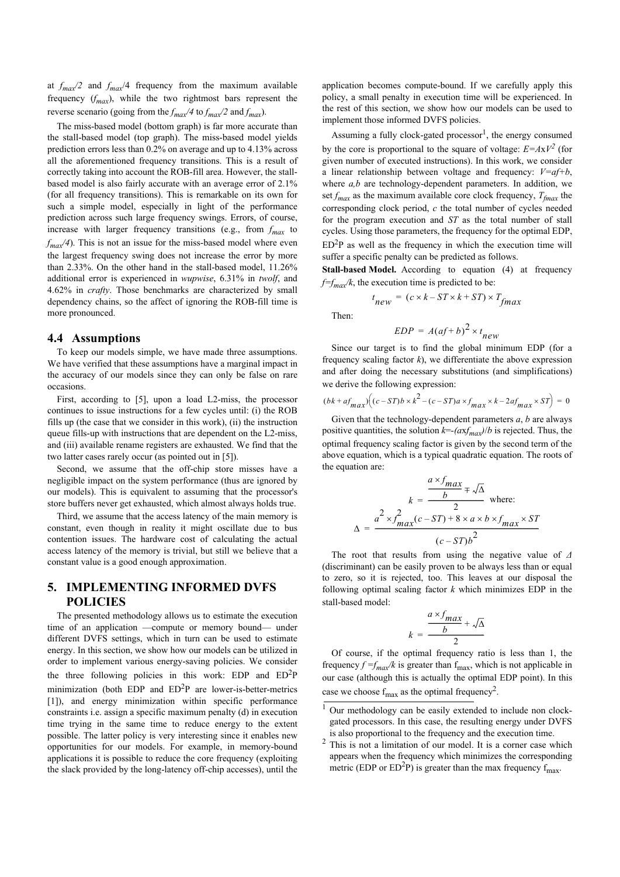at $f_{max}/2$ and $f_{max}/4$ frequency from the maximum available frequency ($f_{max}$), while the two rightmost bars represent the reverse scenario (going from the $f_{max}/4$ to $f_{max}/2$ and $f_{max}$).

The miss-based model (bottom graph) is far more accurate than the stall-based model (top graph). The miss-based model yields prediction errors less than 0.2% on average and up to 4.13% across all the aforementioned frequency transitions. This is a result of correctly taking into account the ROB-fill area. However, the stall-based model is also fairly accurate with an average error of 2.1% (for all frequency transitions). This is remarkable on its own for such a simple model, especially in light of the performance prediction across such large frequency swings. Errors, of course, increase with larger frequency transitions (e.g., from $f_{max}$ to $f_{max}/4$). This is not an issue for the miss-based model where even the largest frequency swing does not increase the error by more than 2.33%. On the other hand in the stall-based model, 11.26% additional error is experienced in *wupwise*, 6.31% in *twolf*, and 4.62% in *crafty*. Those benchmarks are characterized by small dependency chains, so the affect of ignoring the ROB-fill time is more pronounced.

## 4.4 Assumptions

To keep our models simple, we have made three assumptions. We have verified that these assumptions have a marginal impact in the accuracy of our models since they can only be false on rare occasions.

First, according to [5], upon a load L2-miss, the processor continues to issue instructions for a few cycles until: (i) the ROB fills up (the case that we consider in this work), (ii) the instruction queue fills-up with instructions that are dependent on the L2-miss, and (iii) available rename registers are exhausted. We find that the two latter cases rarely occur (as pointed out in [5]).

Second, we assume that the off-chip store misses have a negligible impact on the system performance (thus are ignored by our models). This is equivalent to assuming that the processor's store buffers never get exhausted, which almost always holds true.

Third, we assume that the access latency of the main memory is constant, even though in reality it might oscillate due to bus contention issues. The hardware cost of calculating the actual access latency of the memory is trivial, but still we believe that a constant value is a good enough approximation.

# 5. IMPLEMENTING INFORMED DVFS POLICIES

The presented methodology allows us to estimate the execution time of an application —compute or memory bound— under different DVFS settings, which in turn can be used to estimate energy. In this section, we show how our models can be utilized in order to implement various energy-saving policies. We consider the three following policies in this work: EDP and $ED^2P$ minimization (both EDP and $ED^2P$ are lower-is-better-metrics [1]), and energy minimization within specific performance constraints i.e. assign a specific maximum penalty (d) in execution time trying in the same time to reduce energy to the extent possible. The latter policy is very interesting since it enables new opportunities for our models. For example, in memory-bound applications it is possible to reduce the core frequency (exploiting the slack provided by the long-latency off-chip accesses), until the application becomes compute-bound. If we carefully apply this policy, a small penalty in execution time will be experienced. In the rest of this section, we show how our models can be used to implement those informed DVFS policies.

Assuming a fully clock-gated processor[1], the energy consumed by the core is proportional to the square of voltage: $E=A \times V^2$ (for given number of executed instructions). In this work, we consider a linear relationship between voltage and frequency: $V=af+b$, where $a,b$ are technology-dependent parameters. In addition, we set $f_{max}$ as the maximum available core clock frequency, $T_{fmax}$ the corresponding clock period, $c$ the total number of cycles needed for the program execution and $ST$ as the total number of stall cycles. Using those parameters, the frequency for the optimal EDP, $ED^2P$ as well as the frequency in which the execution time will suffer a specific penalty can be predicted as follows.

**Stall-based Model.** According to equation (4) at frequency $f=f_{max}/k$, the execution time is predicted to be:

$$t_{new} = (c \times k - ST \times k + ST) \times T_{fmax}$$

Then:

$$EDP = A(af+b)^2 \times t_{new}$$

Since our target is to find the global minimum EDP (for a frequency scaling factor $k$), we differentiate the above expression and after doing the necessary substitutions (and simplifications) we derive the following expression:

$$(bk + af_{max})\left((c-ST)b \times k^2 - (c-ST)a \times f_{max} \times k - 2af_{max} \times ST\right) = 0$$

Given that the technology-dependent parameters $a$, $b$ are always positive quantities, the solution $k=-(a \times f_{max})/b$ is rejected. Thus, the optimal frequency scaling factor is given by the second term of the above equation, which is a typical quadratic equation. The roots of the equation are:

$$k = \frac{\frac{a \times f_{max}}{b} \mp \sqrt{\Delta}}{2} \quad \text{where:}$$

$$\Delta = \frac{a^2 \times f_{max}^2(c-ST) + 8 \times a \times b \times f_{max} \times ST}{(c-ST)b^2}$$

The root that results from using the negative value of $\Delta$ (discriminant) can be easily proven to be always less than or equal to zero, so it is rejected, too. This leaves at our disposal the following optimal scaling factor $k$ which minimizes EDP in the stall-based model:

$$k = \frac{\frac{a \times f_{max}}{b} + \sqrt{\Delta}}{2}$$

Of course, if the optimal frequency ratio is less than 1, the frequency $f=f_{max}/k$ is greater than $f_{max}$, which is not applicable in our case (although this is actually the optimal EDP point). In this case we choose $f_{max}$ as the optimal frequency[2].

---

1 Our methodology can be easily extended to include non clock-gated processors. In this case, the resulting energy under DVFS is also proportional to the frequency and the execution time.

2 This is not a limitation of our model. It is a corner case which appears when the frequency which minimizes the corresponding metric (EDP or $ED^2P$) is greater than the max frequency $f_{max}$.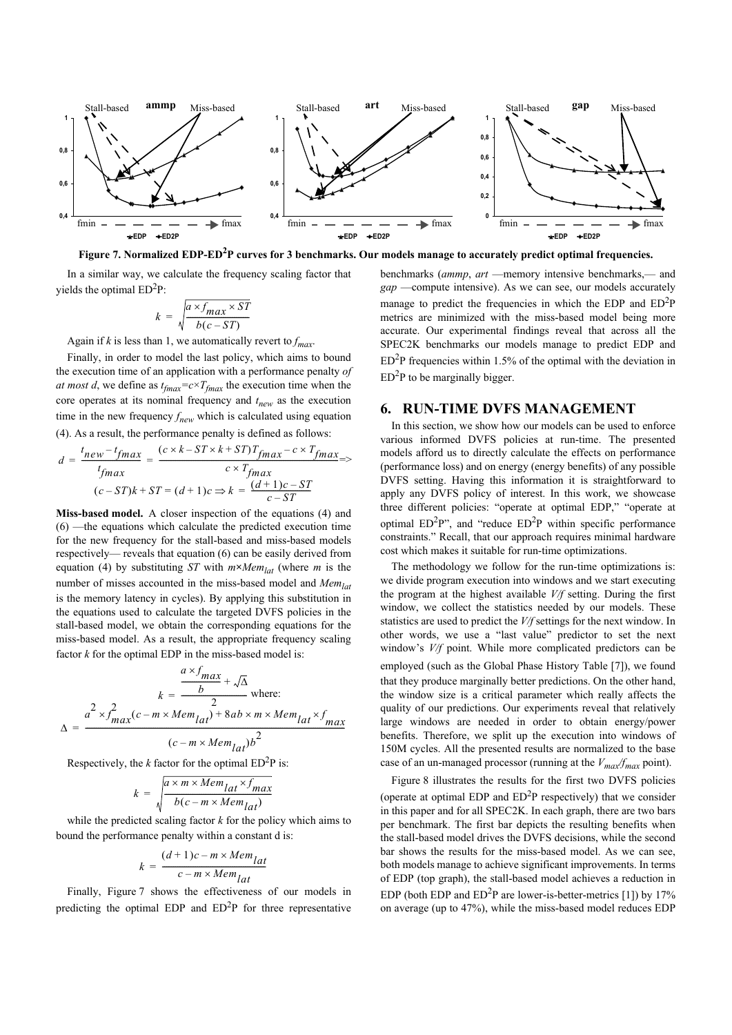Figure 7. Normalized EDP-ED$^2$P curves for 3 benchmarks. Our models manage to accurately predict optimal frequencies.

In a similar way, we calculate the frequency scaling factor that yields the optimal ED$^2$P:

$$k = \sqrt{\frac{a \times f_{max} \times ST}{b(c - ST)}}$$

Again if $k$ is less than 1, we automatically revert to $f_{max}$.

Finally, in order to model the last policy, which aims to bound the execution time of an application with a performance penalty *of at most d*, we define as $t_{fmax}=c \times T_{fmax}$ the execution time when the core operates at its nominal frequency and $t_{new}$ as the execution time in the new frequency $f_{new}$ which is calculated using equation (4). As a result, the performance penalty is defined as follows:

$$d = \frac{t_{new} - t_{fmax}}{t_{fmax}} = \frac{(c \times k - ST \times k + ST)T_{fmax} - c \times T_{fmax}}{c \times T_{fmax}} \Rightarrow$$

$$(c - ST)k + ST = (d+1)c \Rightarrow k = \frac{(d+1)c - ST}{c - ST}$$

**Miss-based model.** A closer inspection of the equations (4) and (6) —the equations which calculate the predicted execution time for the new frequency for the stall-based and miss-based models respectively— reveals that equation (6) can be easily derived from equation (4) by substituting $ST$ with $m \times Mem_{lat}$ (where $m$ is the number of misses accounted in the miss-based model and $Mem_{lat}$ is the memory latency in cycles). By applying this substitution in the equations used to calculate the targeted DVFS policies in the stall-based model, we obtain the corresponding equations for the miss-based model. As a result, the appropriate frequency scaling factor $k$ for the optimal EDP in the miss-based model is:

$$k = \frac{\frac{a \times f_{max}}{b} + \sqrt{\Delta}}{2} \text{ where:}$$

$$\Delta = \frac{a^2 \times f_{max}^2 (c - m \times Mem_{lat}) + 8ab \times m \times Mem_{lat} \times f_{max}}{(c - m \times Mem_{lat})b^2}$$

Respectively, the $k$ factor for the optimal ED$^2$P is:

$$k = \sqrt{\frac{a \times m \times Mem_{lat} \times f_{max}}{b(c - m \times Mem_{lat})}}$$

while the predicted scaling factor $k$ for the policy which aims to bound the performance penalty within a constant d is:

$$k = \frac{(d+1)c - m \times Mem_{lat}}{c - m \times Mem_{lat}}$$

Finally, Figure 7 shows the effectiveness of our models in predicting the optimal EDP and ED$^2$P for three representative benchmarks (*ammp*, *art* —memory intensive benchmarks,— and *gap* —compute intensive). As we can see, our models accurately manage to predict the frequencies in which the EDP and ED$^2$P metrics are minimized with the miss-based model being more accurate. Our experimental findings reveal that across all the SPEC2K benchmarks our models manage to predict EDP and ED$^2$P frequencies within 1.5% of the optimal with the deviation in ED$^2$P to be marginally bigger.

## 6. RUN-TIME DVFS MANAGEMENT

In this section, we show how our models can be used to enforce various informed DVFS policies at run-time. The presented models afford us to directly calculate the effects on performance (performance loss) and on energy (energy benefits) of any possible DVFS setting. Having this information it is straightforward to apply any DVFS policy of interest. In this work, we showcase three different policies: "operate at optimal EDP," "operate at optimal ED$^2$P", and "reduce ED$^2$P within specific performance constraints." Recall, that our approach requires minimal hardware cost which makes it suitable for run-time optimizations.

The methodology we follow for the run-time optimizations is: we divide program execution into windows and we start executing the program at the highest available *V/f* setting. During the first window, we collect the statistics needed by our models. These statistics are used to predict the *V/f* settings for the next window. In other words, we use a "last value" predictor to set the next window's *V/f* point. While more complicated predictors can be employed (such as the Global Phase History Table [7]), we found that they produce marginally better predictions. On the other hand, the window size is a critical parameter which really affects the quality of our predictions. Our experiments reveal that relatively large windows are needed in order to obtain energy/power benefits. Therefore, we split up the execution into windows of 150M cycles. All the presented results are normalized to the base case of an un-managed processor (running at the $V_{max}/f_{max}$ point).

Figure 8 illustrates the results for the first two DVFS policies (operate at optimal EDP and ED$^2$P respectively) that we consider in this paper and for all SPEC2K. In each graph, there are two bars per benchmark. The first bar depicts the resulting benefits when the stall-based model drives the DVFS decisions, while the second bar shows the results for the miss-based model. As we can see, both models manage to achieve significant improvements. In terms of EDP (top graph), the stall-based model achieves a reduction in EDP (both EDP and ED$^2$P are lower-is-better-metrics [1]) by 17% on average (up to 47%), while the miss-based model reduces EDP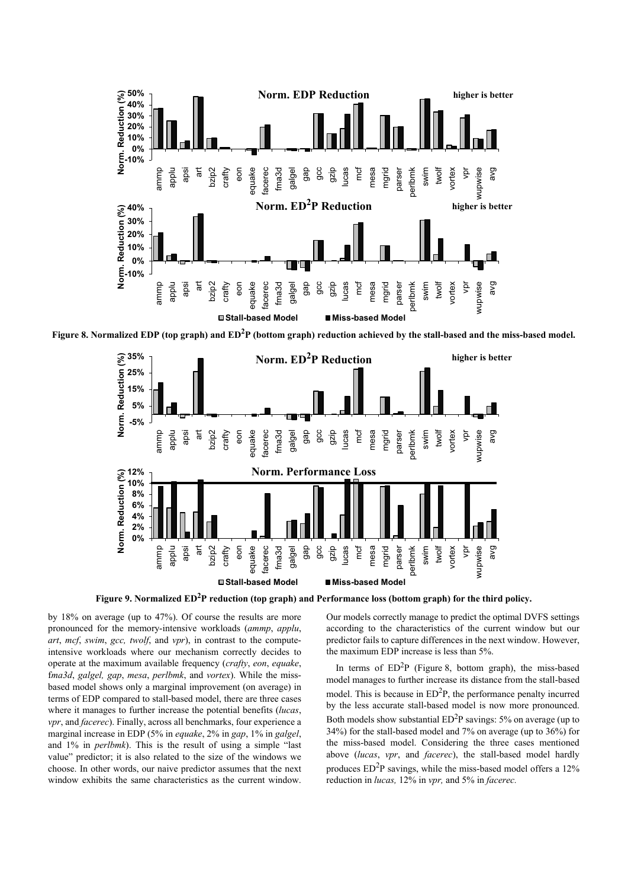Figure 8. Normalized EDP (top graph) and $ED^2P$ (bottom graph) reduction achieved by the stall-based and the miss-based model.

Figure 9. Normalized $ED^2P$ reduction (top graph) and Performance loss (bottom graph) for the third policy.

by 18% on average (up to 47%). Of course the results are more pronounced for the memory-intensive workloads (*ammp*, *applu*, *art*, *mcf*, *swim*, *gcc, twolf*, and *vpr*), in contrast to the compute-intensive workloads where our mechanism correctly decides to operate at the maximum available frequency (*crafty*, *eon*, *equake*, f*ma3d*, *galgel, gap*, *mesa*, *perlbmk*, and *vortex*). While the miss-based model shows only a marginal improvement (on average) in terms of EDP compared to stall-based model, there are three cases where it manages to further increase the potential benefits (*lucas*, *vpr*, and *facerec*). Finally, across all benchmarks, four experience a marginal increase in EDP (5% in *equake*, 2% in *gap*, 1% in *galgel*, and 1% in *perlbmk*). This is the result of using a simple "last value" predictor; it is also related to the size of the windows we choose. In other words, our naive predictor assumes that the next window exhibits the same characteristics as the current window. Our models correctly manage to predict the optimal DVFS settings according to the characteristics of the current window but our predictor fails to capture differences in the next window. However, the maximum EDP increase is less than 5%.

In terms of $ED^2P$ (Figure 8, bottom graph), the miss-based model manages to further increase its distance from the stall-based model. This is because in $ED^2P$, the performance penalty incurred by the less accurate stall-based model is now more pronounced. Both models show substantial $ED^2P$ savings: 5% on average (up to 34%) for the stall-based model and 7% on average (up to 36%) for the miss-based model. Considering the three cases mentioned above (*lucas*, *vpr*, and *facerec*), the stall-based model hardly produces $ED^2P$ savings, while the miss-based model offers a 12% reduction in *lucas,* 12% in *vpr,* and 5% in *facerec.*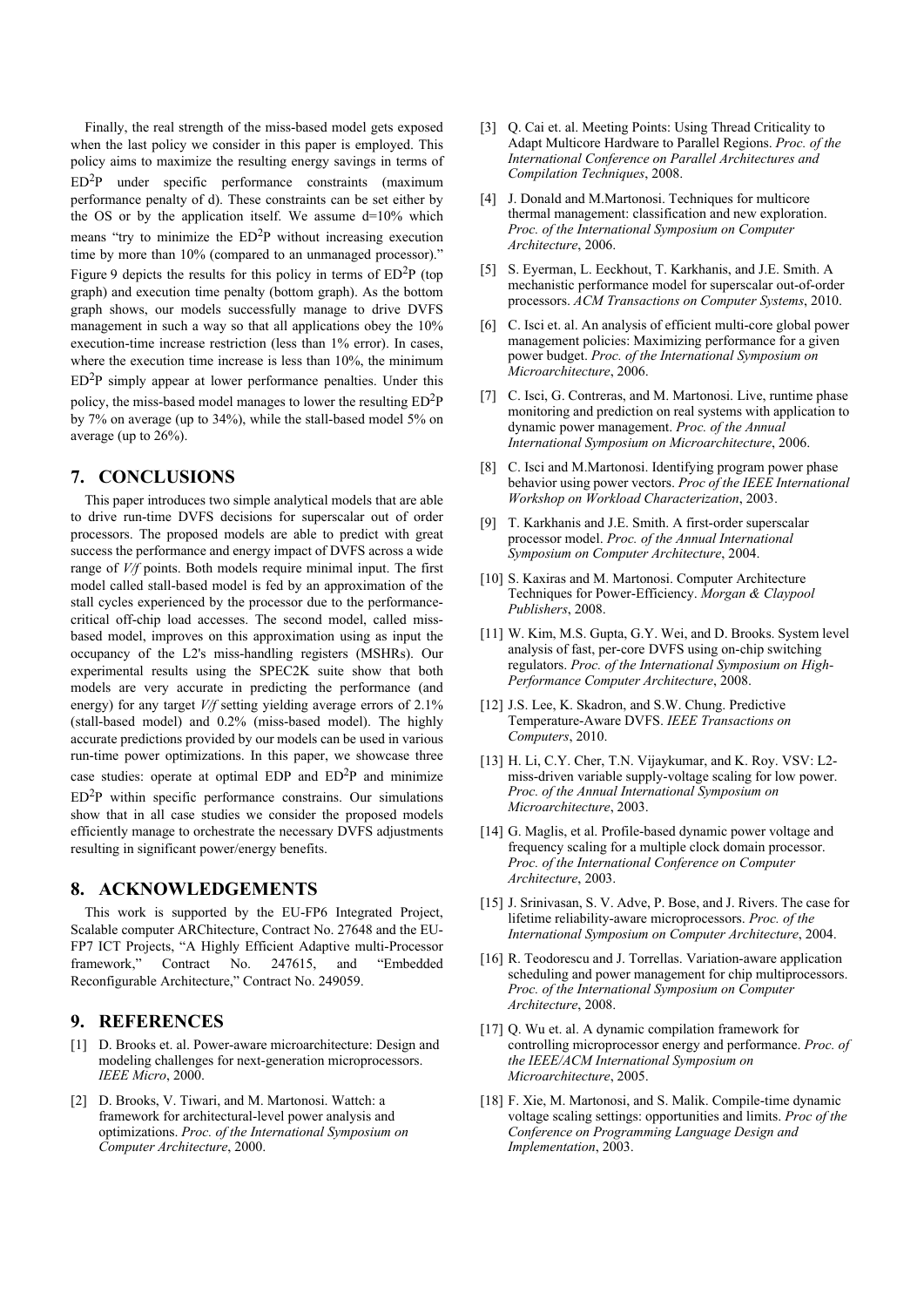Finally, the real strength of the miss-based model gets exposed when the last policy we consider in this paper is employed. This policy aims to maximize the resulting energy savings in terms of $ED^2P$ under specific performance constraints (maximum performance penalty of d). These constraints can be set either by the OS or by the application itself. We assume d=10% which means "try to minimize the $ED^2P$ without increasing execution time by more than 10% (compared to an unmanaged processor)." Figure 9 depicts the results for this policy in terms of $ED^2P$ (top graph) and execution time penalty (bottom graph). As the bottom graph shows, our models successfully manage to drive DVFS management in such a way so that all applications obey the 10% execution-time increase restriction (less than 1% error). In cases, where the execution time increase is less than 10%, the minimum $ED^2P$ simply appear at lower performance penalties. Under this policy, the miss-based model manages to lower the resulting $ED^2P$ by 7% on average (up to 34%), while the stall-based model 5% on average (up to 26%).

## 7. CONCLUSIONS

This paper introduces two simple analytical models that are able to drive run-time DVFS decisions for superscalar out of order processors. The proposed models are able to predict with great success the performance and energy impact of DVFS across a wide range of *V/f* points. Both models require minimal input. The first model called stall-based model is fed by an approximation of the stall cycles experienced by the processor due to the performance-critical off-chip load accesses. The second model, called miss-based model, improves on this approximation using as input the occupancy of the L2's miss-handling registers (MSHRs). Our experimental results using the SPEC2K suite show that both models are very accurate in predicting the performance (and energy) for any target *V/f* setting yielding average errors of 2.1% (stall-based model) and 0.2% (miss-based model). The highly accurate predictions provided by our models can be used in various run-time power optimizations. In this paper, we showcase three case studies: operate at optimal EDP and $ED^2P$ and minimize $ED^2P$ within specific performance constrains. Our simulations show that in all case studies we consider the proposed models efficiently manage to orchestrate the necessary DVFS adjustments resulting in significant power/energy benefits.

## 8. ACKNOWLEDGEMENTS

This work is supported by the EU-FP6 Integrated Project, Scalable computer ARChitecture, Contract No. 27648 and the EU-FP7 ICT Projects, "A Highly Efficient Adaptive multi-Processor framework," Contract No. 247615, and "Embedded Reconfigurable Architecture," Contract No. 249059.

## 9. REFERENCES

[1] D. Brooks et. al. Power-aware microarchitecture: Design and modeling challenges for next-generation microprocessors. *IEEE Micro*, 2000.

[2] D. Brooks, V. Tiwari, and M. Martonosi. Wattch: a framework for architectural-level power analysis and optimizations. *Proc. of the International Symposium on Computer Architecture*, 2000.

[3] Q. Cai et. al. Meeting Points: Using Thread Criticality to Adapt Multicore Hardware to Parallel Regions. *Proc. of the International Conference on Parallel Architectures and Compilation Techniques*, 2008.

[4] J. Donald and M.Martonosi. Techniques for multicore thermal management: classification and new exploration. *Proc. of the International Symposium on Computer Architecture*, 2006.

[5] S. Eyerman, L. Eeckhout, T. Karkhanis, and J.E. Smith. A mechanistic performance model for superscalar out-of-order processors. *ACM Transactions on Computer Systems*, 2010.

[6] C. Isci et. al. An analysis of efficient multi-core global power management policies: Maximizing performance for a given power budget. *Proc. of the International Symposium on Microarchitecture*, 2006.

[7] C. Isci, G. Contreras, and M. Martonosi. Live, runtime phase monitoring and prediction on real systems with application to dynamic power management. *Proc. of the Annual International Symposium on Microarchitecture*, 2006.

[8] C. Isci and M.Martonosi. Identifying program power phase behavior using power vectors. *Proc of the IEEE International Workshop on Workload Characterization*, 2003.

[9] T. Karkhanis and J.E. Smith. A first-order superscalar processor model. *Proc. of the Annual International Symposium on Computer Architecture*, 2004.

[10] S. Kaxiras and M. Martonosi. Computer Architecture Techniques for Power-Efficiency. *Morgan & Claypool Publishers*, 2008.

[11] W. Kim, M.S. Gupta, G.Y. Wei, and D. Brooks. System level analysis of fast, per-core DVFS using on-chip switching regulators. *Proc. of the International Symposium on High-Performance Computer Architecture*, 2008.

[12] J.S. Lee, K. Skadron, and S.W. Chung. Predictive Temperature-Aware DVFS. *IEEE Transactions on Computers*, 2010.

[13] H. Li, C.Y. Cher, T.N. Vijaykumar, and K. Roy. VSV: L2-miss-driven variable supply-voltage scaling for low power. *Proc. of the Annual International Symposium on Microarchitecture*, 2003.

[14] G. Maglis, et al. Profile-based dynamic power voltage and frequency scaling for a multiple clock domain processor. *Proc. of the International Conference on Computer Architecture*, 2003.

[15] J. Srinivasan, S. V. Adve, P. Bose, and J. Rivers. The case for lifetime reliability-aware microprocessors. *Proc. of the International Symposium on Computer Architecture*, 2004.

[16] R. Teodorescu and J. Torrellas. Variation-aware application scheduling and power management for chip multiprocessors. *Proc. of the International Symposium on Computer Architecture*, 2008.

[17] Q. Wu et. al. A dynamic compilation framework for controlling microprocessor energy and performance. *Proc. of the IEEE/ACM International Symposium on Microarchitecture*, 2005.

[18] F. Xie, M. Martonosi, and S. Malik. Compile-time dynamic voltage scaling settings: opportunities and limits. *Proc of the Conference on Programming Language Design and Implementation*, 2003.